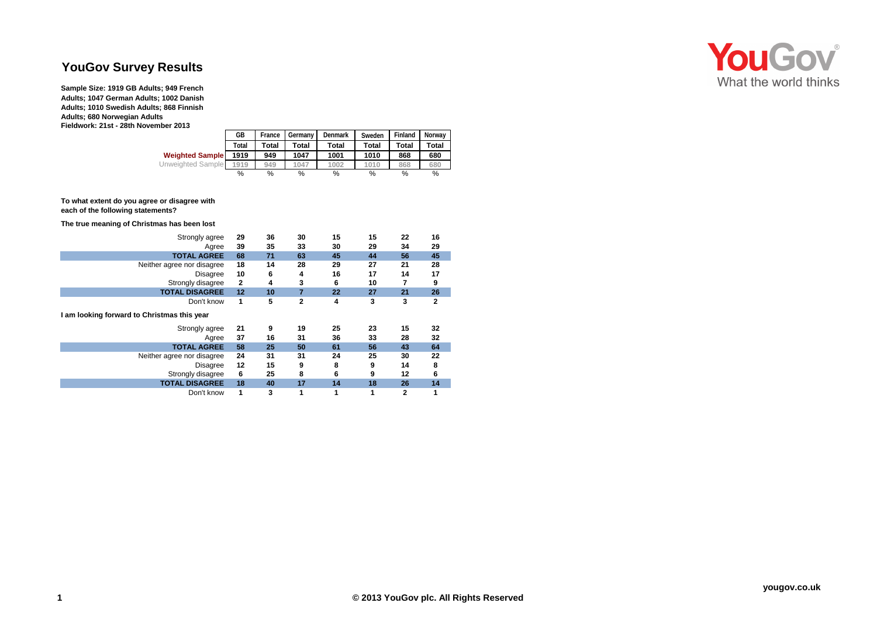# YouGov Survey Results

**Sample Size: 1919 GB Adults; 949 French Adults; 1047 German Adults; 1002 Danish Adults; 1010 Swedish Adults; 868 Finnish Adults; 680 Norwegian Adults**
**Fieldwork: 21st - 28th November 2013**

| | GB | France | Germany | Denmark | Sweden | Finland | Norway |
|---|---|---|---|---|---|---|---|
| | Total | Total | Total | Total | Total | Total | Total |
| Weighted Sample | 1919 | 949 | 1047 | 1001 | 1010 | 868 | 680 |
| Unweighted Sample | 1919 | 949 | 1047 | 1002 | 1010 | 868 | 680 |
| | % | % | % | % | % | % | % |

**To what extent do you agree or disagree with each of the following statements?**

**The true meaning of Christmas has been lost**

| | GB | France | Germany | Denmark | Sweden | Finland | Norway |
|---|---|---|---|---|---|---|---|
| Strongly agree | 29 | 36 | 30 | 15 | 15 | 22 | 16 |
| Agree | 39 | 35 | 33 | 30 | 29 | 34 | 29 |
| **TOTAL AGREE** | 68 | 71 | 63 | 45 | 44 | 56 | 45 |
| Neither agree nor disagree | 18 | 14 | 28 | 29 | 27 | 21 | 28 |
| Disagree | 10 | 6 | 4 | 16 | 17 | 14 | 17 |
| Strongly disagree | 2 | 4 | 3 | 6 | 10 | 7 | 9 |
| **TOTAL DISAGREE** | 12 | 10 | 7 | 22 | 27 | 21 | 26 |
| Don't know | 1 | 5 | 2 | 4 | 3 | 3 | 2 |

**I am looking forward to Christmas this year**

| | GB | France | Germany | Denmark | Sweden | Finland | Norway |
|---|---|---|---|---|---|---|---|
| Strongly agree | 21 | 9 | 19 | 25 | 23 | 15 | 32 |
| Agree | 37 | 16 | 31 | 36 | 33 | 28 | 32 |
| **TOTAL AGREE** | 58 | 25 | 50 | 61 | 56 | 43 | 64 |
| Neither agree nor disagree | 24 | 31 | 31 | 24 | 25 | 30 | 22 |
| Disagree | 12 | 15 | 9 | 8 | 9 | 14 | 8 |
| Strongly disagree | 6 | 25 | 8 | 6 | 9 | 12 | 6 |
| **TOTAL DISAGREE** | 18 | 40 | 17 | 14 | 18 | 26 | 14 |
| Don't know | 1 | 3 | 1 | 1 | 1 | 2 | 1 |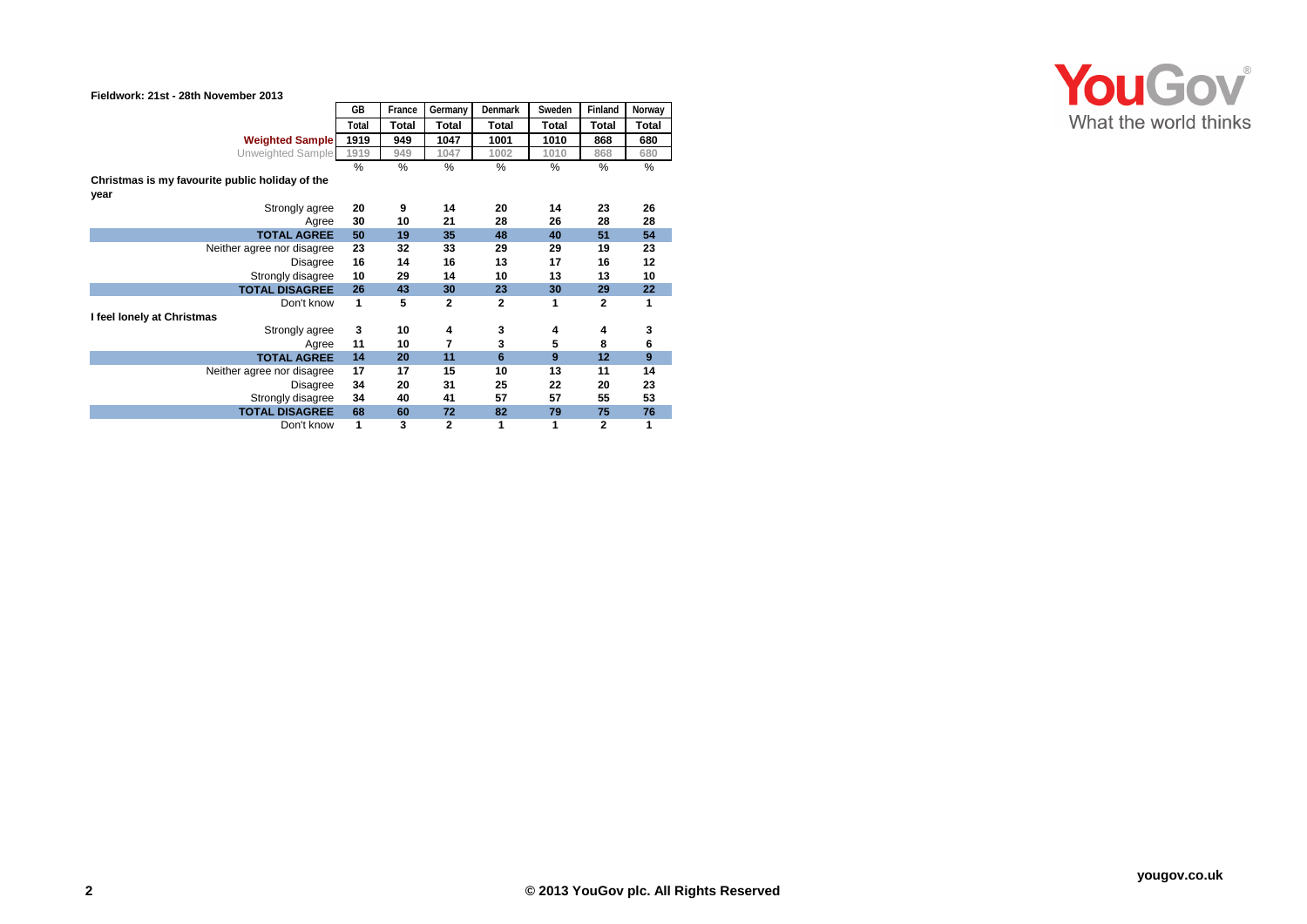Fieldwork: 21st - 28th November 2013

| | GB | France | Germany | Denmark | Sweden | Finland | Norway |
|---|---|---|---|---|---|---|---|
| | Total | Total | Total | Total | Total | Total | Total |
| Weighted Sample | 1919 | 949 | 1047 | 1001 | 1010 | 868 | 680 |
| Unweighted Sample | 1919 | 949 | 1047 | 1002 | 1010 | 868 | 680 |
| | % | % | % | % | % | % | % |
| **Christmas is my favourite public holiday of the year** | | | | | | | |
| Strongly agree | 20 | 9 | 14 | 20 | 14 | 23 | 26 |
| Agree | 30 | 10 | 21 | 28 | 26 | 28 | 28 |
| TOTAL AGREE | 50 | 19 | 35 | 48 | 40 | 51 | 54 |
| Neither agree nor disagree | 23 | 32 | 33 | 29 | 29 | 19 | 23 |
| Disagree | 16 | 14 | 16 | 13 | 17 | 16 | 12 |
| Strongly disagree | 10 | 29 | 14 | 10 | 13 | 13 | 10 |
| TOTAL DISAGREE | 26 | 43 | 30 | 23 | 30 | 29 | 22 |
| Don't know | 1 | 5 | 2 | 2 | 1 | 2 | 1 |
| **I feel lonely at Christmas** | | | | | | | |
| Strongly agree | 3 | 10 | 4 | 3 | 4 | 4 | 3 |
| Agree | 11 | 10 | 7 | 3 | 5 | 8 | 6 |
| TOTAL AGREE | 14 | 20 | 11 | 6 | 9 | 12 | 9 |
| Neither agree nor disagree | 17 | 17 | 15 | 10 | 13 | 11 | 14 |
| Disagree | 34 | 20 | 31 | 25 | 22 | 20 | 23 |
| Strongly disagree | 34 | 40 | 41 | 57 | 57 | 55 | 53 |
| TOTAL DISAGREE | 68 | 60 | 72 | 82 | 79 | 75 | 76 |
| Don't know | 1 | 3 | 2 | 1 | 1 | 2 | 1 |

© 2013 YouGov plc. All Rights Reserved